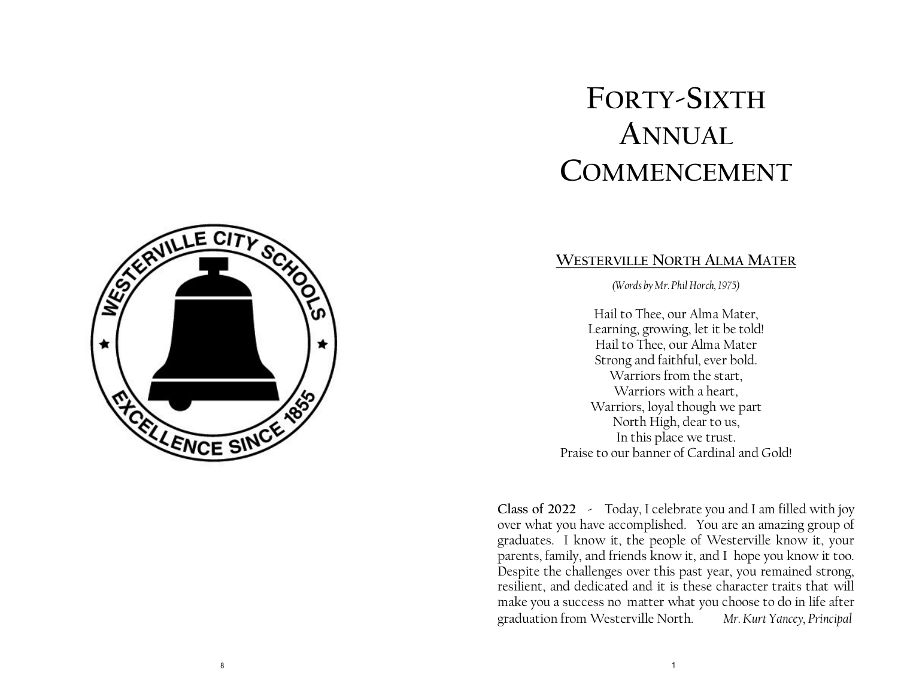# Forty-Sixth Annual Commencement

## Westerville North Alma Mater

*(Words by Mr. Phil Horch, 1975)*

Hail to Thee, our Alma Mater,
Learning, growing, let it be told!
Hail to Thee, our Alma Mater
Strong and faithful, ever bold.
Warriors from the start,
Warriors with a heart,
Warriors, loyal though we part
North High, dear to us,
In this place we trust.
Praise to our banner of Cardinal and Gold!

**Class of 2022** - Today, I celebrate you and I am filled with joy over what you have accomplished. You are an amazing group of graduates. I know it, the people of Westerville know it, your parents, family, and friends know it, and I hope you know it too. Despite the challenges over this past year, you remained strong, resilient, and dedicated and it is these character traits that will make you a success no matter what you choose to do in life after graduation from Westerville North. *Mr. Kurt Yancey, Principal*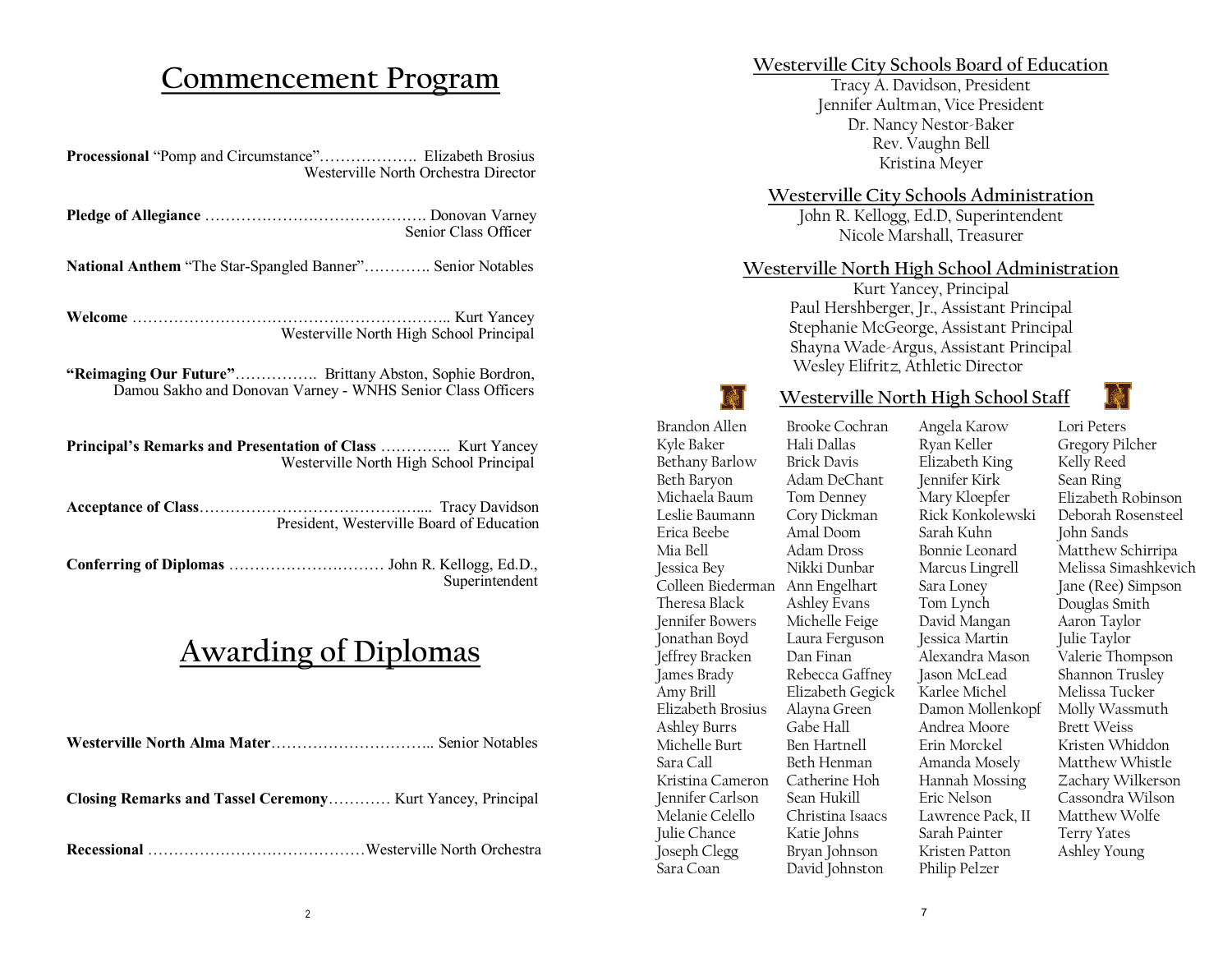# Commencement Program

**Processional** "Pomp and Circumstance"………………. Elizabeth Brosius
Westerville North Orchestra Director

**Pledge of Allegiance** ……………………………………. Donovan Varney
Senior Class Officer

**National Anthem** "The Star-Spangled Banner"…………. Senior Notables

**Welcome** …………………………………………………….. Kurt Yancey
Westerville North High School Principal

**"Reimaging Our Future"**……………. Brittany Abston, Sophie Bordron, Damou Sakho and Donovan Varney - WNHS Senior Class Officers

**Principal's Remarks and Presentation of Class** ………….. Kurt Yancey
Westerville North High School Principal

**Acceptance of Class**……………………………………..... Tracy Davidson
President, Westerville Board of Education

**Conferring of Diplomas** ………………………… John R. Kellogg, Ed.D.,
Superintendent

# Awarding of Diplomas

**Westerville North Alma Mater**………………………….. Senior Notables

**Closing Remarks and Tassel Ceremony**………… Kurt Yancey, Principal

**Recessional** ……………………………………Westerville North Orchestra

## Westerville City Schools Board of Education

Tracy A. Davidson, President
Jennifer Aultman, Vice President
Dr. Nancy Nestor-Baker
Rev. Vaughn Bell
Kristina Meyer

## Westerville City Schools Administration

John R. Kellogg, Ed.D, Superintendent
Nicole Marshall, Treasurer

## Westerville North High School Administration

Kurt Yancey, Principal
Paul Hershberger, Jr., Assistant Principal
Stephanie McGeorge, Assistant Principal
Shayna Wade-Argus, Assistant Principal
Wesley Elifritz, Athletic Director

## Westerville North High School Staff

Brandon Allen
Kyle Baker
Bethany Barlow
Beth Baryon
Michaela Baum
Leslie Baumann
Erica Beebe
Mia Bell
Jessica Bey
Colleen Biederman
Theresa Black
Jennifer Bowers
Jonathan Boyd
Jeffrey Bracken
James Brady
Amy Brill
Elizabeth Brosius
Ashley Burrs
Michelle Burt
Sara Call
Kristina Cameron
Jennifer Carlson
Melanie Celello
Julie Chance
Joseph Clegg
Sara Coan
Brooke Cochran
Hali Dallas
Brick Davis
Adam DeChant
Tom Denney
Cory Dickman
Amal Doom
Adam Dross
Nikki Dunbar
Ann Engelhart
Ashley Evans
Michelle Feige
Laura Ferguson
Dan Finan
Rebecca Gaffney
Elizabeth Gegick
Alayna Green
Gabe Hall
Ben Hartnell
Beth Henman
Catherine Hoh
Sean Hukill
Christina Isaacs
Katie Johns
Bryan Johnson
David Johnston
Angela Karow
Ryan Keller
Elizabeth King
Jennifer Kirk
Mary Kloepfer
Rick Konkolewski
Sarah Kuhn
Bonnie Leonard
Marcus Lingrell
Sara Loney
Tom Lynch
David Mangan
Jessica Martin
Alexandra Mason
Jason McLead
Karlee Michel
Damon Mollenkopf
Andrea Moore
Erin Morckel
Amanda Mosely
Hannah Mossing
Eric Nelson
Lawrence Pack, II
Sarah Painter
Kristen Patton
Philip Pelzer
Lori Peters
Gregory Pilcher
Kelly Reed
Sean Ring
Elizabeth Robinson
Deborah Rosensteel
John Sands
Matthew Schirripa
Melissa Simashkevich
Jane (Ree) Simpson
Douglas Smith
Aaron Taylor
Julie Taylor
Valerie Thompson
Shannon Trusley
Melissa Tucker
Molly Wassmuth
Brett Weiss
Kristen Whiddon
Matthew Whistle
Zachary Wilkerson
Cassondra Wilson
Matthew Wolfe
Terry Yates
Ashley Young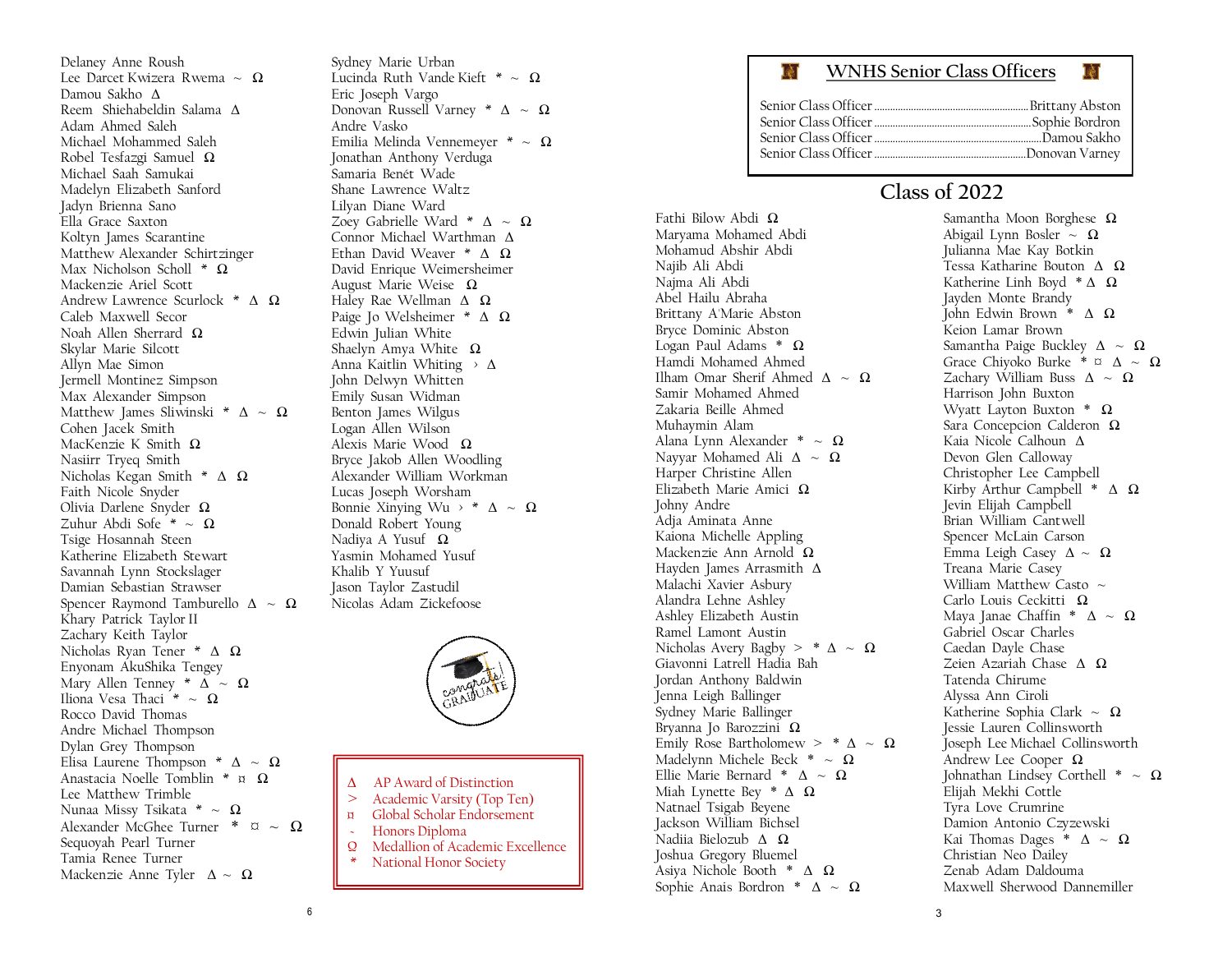Delaney Anne Roush
Lee Darcet Kwizera Rwema ~ Ω
Damou Sakho Δ
Reem Shiehabeldin Salama Δ
Adam Ahmed Saleh
Michael Mohammed Saleh
Robel Tesfazgi Samuel Ω
Michael Saah Samukai
Madelyn Elizabeth Sanford
Jadyn Brienna Sano
Ella Grace Saxton
Koltyn James Scarantine
Matthew Alexander Schirtzinger
Max Nicholson Scholl * Ω
Mackenzie Ariel Scott
Andrew Lawrence Scurlock * Δ Ω
Caleb Maxwell Secor
Noah Allen Sherrard Ω
Skylar Marie Silcott
Allyn Mae Simon
Jermell Montinez Simpson
Max Alexander Simpson
Matthew James Sliwinski * Δ ~ Ω
Cohen Jacek Smith
MacKenzie K Smith Ω
Nasiirr Tryeq Smith
Nicholas Kegan Smith * Δ Ω
Faith Nicole Snyder
Olivia Darlene Snyder Ω
Zuhur Abdi Sofe * ~ Ω
Tsige Hosannah Steen
Katherine Elizabeth Stewart
Savannah Lynn Stockslager
Damian Sebastian Strawser
Spencer Raymond Tamburello Δ ~ Ω
Khary Patrick Taylor II
Zachary Keith Taylor
Nicholas Ryan Tener * Δ Ω
Enyonam AkuShika Tengey
Mary Allen Tenney * Δ ~ Ω
Iliona Vesa Thaci * ~ Ω
Rocco David Thomas
Andre Michael Thompson
Dylan Grey Thompson
Elisa Laurene Thompson * Δ ~ Ω
Anastacia Noelle Tomblin * ¤ Ω
Lee Matthew Trimble
Nunaa Missy Tsikata * ~ Ω
Alexander McGhee Turner * ¤ ~ Ω
Sequoyah Pearl Turner
Tamia Renee Turner
Mackenzie Anne Tyler Δ ~ Ω

Sydney Marie Urban
Lucinda Ruth Vande Kieft * ~ Ω
Eric Joseph Vargo
Donovan Russell Varney * Δ ~ Ω
Andre Vasko
Emilia Melinda Vennemeyer * ~ Ω
Jonathan Anthony Verduga
Samaria Benét Wade
Shane Lawrence Waltz
Lilyan Diane Ward
Zoey Gabrielle Ward * Δ ~ Ω
Connor Michael Warthman Δ
Ethan David Weaver * Δ Ω
David Enrique Weimersheimer
August Marie Weise Ω
Haley Rae Wellman Δ Ω
Paige Jo Welsheimer * Δ Ω
Edwin Julian White
Shaelyn Amya White Ω
Anna Kaitlin Whiting › Δ
John Delwyn Whitten
Emily Susan Widman
Benton James Wilgus
Logan Allen Wilson
Alexis Marie Wood Ω
Bryce Jakob Allen Woodling
Alexander William Workman
Lucas Joseph Worsham
Bonnie Xinying Wu › * Δ ~ Ω
Donald Robert Young
Nadiya A Yusuf Ω
Yasmin Mohamed Yusuf
Khalib Y Yuusuf
Jason Taylor Zastudil
Nicolas Adam Zickefoose

Δ AP Award of Distinction
> Academic Varsity (Top Ten)
¤ Global Scholar Endorsement
~ Honors Diploma
Ω Medallion of Academic Excellence
* National Honor Society

## WNHS Senior Class Officers

Senior Class Officer .......... Brittany Abston
Senior Class Officer .......... Sophie Bordron
Senior Class Officer .......... Damou Sakho
Senior Class Officer .......... Donovan Varney

## Class of 2022

Fathi Bilow Abdi Ω
Maryama Mohamed Abdi
Mohamud Abshir Abdi
Najib Ali Abdi
Najma Ali Abdi
Abel Hailu Abraha
Brittany A'Marie Abston
Bryce Dominic Abston
Logan Paul Adams * Ω
Hamdi Mohamed Ahmed
Ilham Omar Sherif Ahmed Δ ~ Ω
Samir Mohamed Ahmed
Zakaria Beille Ahmed
Muhaymin Alam
Alana Lynn Alexander * ~ Ω
Nayyar Mohamed Ali Δ ~ Ω
Harper Christine Allen
Elizabeth Marie Amici Ω
Johny Andre
Adja Aminata Anne
Kaiona Michelle Appling
Mackenzie Ann Arnold Ω
Hayden James Arrasmith Δ
Malachi Xavier Asbury
Alandra Lehne Ashley
Ashley Elizabeth Austin
Ramel Lamont Austin
Nicholas Avery Bagby > * Δ ~ Ω
Giavonni Latrell Hadia Bah
Jordan Anthony Baldwin
Jenna Leigh Ballinger
Sydney Marie Ballinger
Bryanna Jo Barozzini Ω
Emily Rose Bartholomew > * Δ ~ Ω
Madelynn Michele Beck * ~ Ω
Ellie Marie Bernard * Δ ~ Ω
Miah Lynette Bey * Δ Ω
Natnael Tsigab Beyene
Jackson William Bichsel
Nadiia Bielozub Δ Ω
Joshua Gregory Bluemel
Asiya Nichole Booth * Δ Ω
Sophie Anais Bordron * Δ ~ Ω

Samantha Moon Borghese Ω
Abigail Lynn Bosler ~ Ω
Julianna Mae Kay Botkin
Tessa Katharine Bouton Δ Ω
Katherine Linh Boyd * Δ Ω
Jayden Monte Brandy
John Edwin Brown * Δ Ω
Keion Lamar Brown
Samantha Paige Buckley Δ ~ Ω
Grace Chiyoko Burke * ¤ Δ ~ Ω
Zachary William Buss Δ ~ Ω
Harrison John Buxton
Wyatt Layton Buxton * Ω
Sara Concepcion Calderon Ω
Kaia Nicole Calhoun Δ
Devon Glen Calloway
Christopher Lee Campbell
Kirby Arthur Campbell * Δ Ω
Jevin Elijah Campbell
Brian William Cantwell
Spencer McLain Carson
Emma Leigh Casey Δ ~ Ω
Treana Marie Casey
William Matthew Casto ~
Carlo Louis Ceckitti Ω
Maya Janae Chaffin * Δ ~ Ω
Gabriel Oscar Charles
Caedan Dayle Chase
Zeien Azariah Chase Δ Ω
Tatenda Chirume
Alyssa Ann Ciroli
Katherine Sophia Clark ~ Ω
Jessie Lauren Collinsworth
Joseph Lee Michael Collinsworth
Andrew Lee Cooper Ω
Johnathan Lindsey Corthell * ~ Ω
Elijah Mekhi Cottle
Tyra Love Crumrine
Damion Antonio Czyzewski
Kai Thomas Dages * Δ ~ Ω
Christian Neo Dailey
Zenab Adam Daldouma
Maxwell Sherwood Dannemiller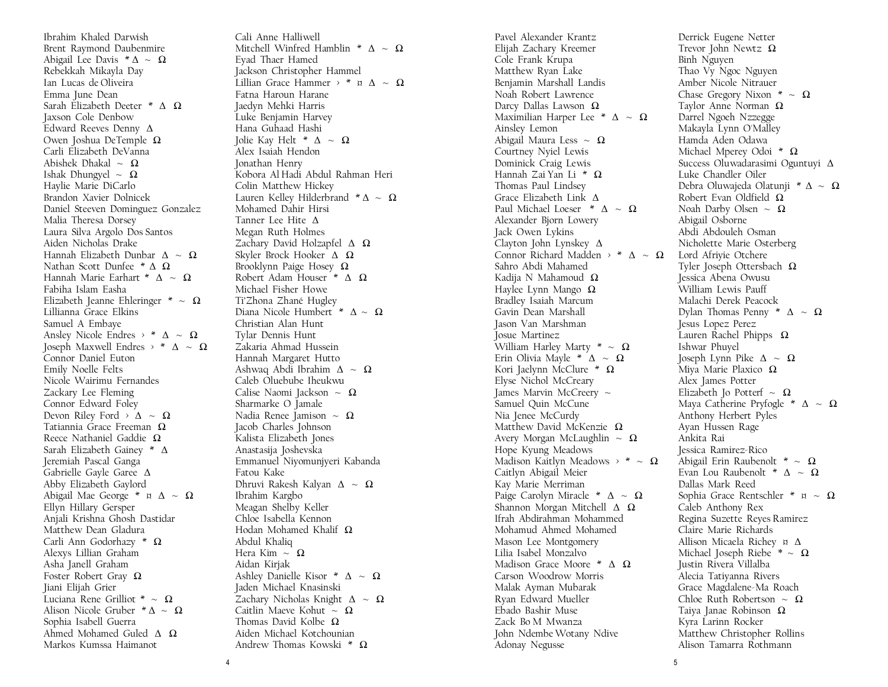Ibrahim Khaled Darwish
Brent Raymond Daubenmire
Abigail Lee Davis * Δ ~ Ω
Rebekkah Mikayla Day
Ian Lucas de Oliveira
Emma June Dean
Sarah Elizabeth Deeter * Δ Ω
Jaxson Cole Denbow
Edward Reeves Denny Δ
Owen Joshua DeTemple Ω
Carli Elizabeth DeVanna
Abishek Dhakal ~ Ω
Ishak Dhungyel ~ Ω
Haylie Marie DiCarlo
Brandon Xavier Dolnicek
Daniel Steeven Dominguez Gonzalez
Malia Theresa Dorsey
Laura Silva Argolo Dos Santos
Aiden Nicholas Drake
Hannah Elizabeth Dunbar Δ ~ Ω
Nathan Scott Dunfee * Δ Ω
Hannah Marie Earhart * Δ ~ Ω
Fabiha Islam Easha
Elizabeth Jeanne Ehleringer * ~ Ω
Lillianna Grace Elkins
Samuel A Embaye
Ansley Nicole Endres › * Δ ~ Ω
Joseph Maxwell Endres › * Δ ~ Ω
Connor Daniel Euton
Emily Noelle Felts
Nicole Wairimu Fernandes
Zackary Lee Fleming
Connor Edward Foley
Devon Riley Ford › Δ ~ Ω
Tatiannia Grace Freeman Ω
Reece Nathaniel Gaddie Ω
Sarah Elizabeth Gainey * Δ
Jeremiah Pascal Ganga
Gabrielle Gayle Garee Δ
Abby Elizabeth Gaylord
Abigail Mae George * ¤ Δ ~ Ω
Ellyn Hillary Gersper
Anjali Krishna Ghosh Dastidar
Matthew Dean Gladura
Carli Ann Godorhazy * Ω
Alexys Lillian Graham
Asha Janell Graham
Foster Robert Gray Ω
Jiani Elijah Grier
Luciana Rene Grilliot * ~ Ω
Alison Nicole Gruber * Δ ~ Ω
Sophia Isabell Guerra
Ahmed Mohamed Guled Δ Ω
Markos Kumssa Haimanot

Cali Anne Halliwell
Mitchell Winfred Hamblin * Δ ~ Ω
Eyad Thaer Hamed
Jackson Christopher Hammel
Lillian Grace Hammer › * ¤ Δ ~ Ω
Fatna Haroun Harane
Jaedyn Mehki Harris
Luke Benjamin Harvey
Hana Guhaad Hashi
Jolie Kay Helt * Δ ~ Ω
Alex Isaiah Hendon
Jonathan Henry
Kobora Al Hadi Abdul Rahman Heri
Colin Matthew Hickey
Lauren Kelley Hilderbrand * Δ ~ Ω
Mohamed Dahir Hirsi
Tanner Lee Hite Δ
Megan Ruth Holmes
Zachary David Holzapfel Δ Ω
Skyler Brock Hooker Δ Ω
Brooklynn Paige Hosey Ω
Robert Adam Houser * Δ Ω
Michael Fisher Howe
Ti'Zhona Zhané Hugley
Diana Nicole Humbert * Δ ~ Ω
Christian Alan Hunt
Tylar Dennis Hunt
Zakaria Ahmad Hussein
Hannah Margaret Hutto
Ashwaq Abdi Ibrahim Δ ~ Ω
Caleb Oluebube Iheukwu
Calise Naomi Jackson ~ Ω
Sharmarke O Jamale
Nadia Renee Jamison ~ Ω
Jacob Charles Johnson
Kalista Elizabeth Jones
Anastasija Joshevska
Emmanuel Niyomunjyeri Kabanda
Fatou Kake
Dhruvi Rakesh Kalyan Δ ~ Ω
Ibrahim Kargbo
Meagan Shelby Keller
Chloe Isabella Kennon
Hodan Mohamed Khalif Ω
Abdul Khaliq
Hera Kim ~ Ω
Aidan Kirjak
Ashley Danielle Kisor * Δ ~ Ω
Jaden Michael Knasinski
Zachary Nicholas Knight Δ ~ Ω
Caitlin Maeve Kohut ~ Ω
Thomas David Kolbe Ω
Aiden Michael Kotchounian
Andrew Thomas Kowski * Ω

Pavel Alexander Krantz
Elijah Zachary Kreemer
Cole Frank Krupa
Matthew Ryan Lake
Benjamin Marshall Landis
Noah Robert Lawrence
Darcy Dallas Lawson Ω
Maximilian Harper Lee * Δ ~ Ω
Ainsley Lemon
Abigail Maura Less ~ Ω
Courtney Nyiel Lewis
Dominick Craig Lewis
Hannah Zai Yan Li * Ω
Thomas Paul Lindsey
Grace Elizabeth Link Δ
Paul Michael Loeser * Δ ~ Ω
Alexander Bjorn Lowery
Jack Owen Lykins
Clayton John Lynskey Δ
Connor Richard Madden › * Δ ~ Ω
Sahro Abdi Mahamed
Kadija N Mahamoud Ω
Haylee Lynn Mango Ω
Bradley Isaiah Marcum
Gavin Dean Marshall
Jason Van Marshman
Josue Martinez
William Harley Marty * ~ Ω
Erin Olivia Mayle * Δ ~ Ω
Kori Jaelynn McClure * Ω
Elyse Nichol McCreary
James Marvin McCreery ~
Samuel Quin McCune
Nia Jenee McCurdy
Matthew David McKenzie Ω
Avery Morgan McLaughlin ~ Ω
Hope Kyung Meadows
Madison Kaitlyn Meadows › * ~ Ω
Caitlyn Abigail Meier
Kay Marie Merriman
Paige Carolyn Miracle * Δ ~ Ω
Shannon Morgan Mitchell Δ Ω
Ifrah Abdirahman Mohammed
Mohamud Ahmed Mohamed
Mason Lee Montgomery
Lilia Isabel Monzalvo
Madison Grace Moore * Δ Ω
Carson Woodrow Morris
Malak Ayman Mubarak
Ryan Edward Mueller
Ebado Bashir Muse
Zack Bo M Mwanza
John Ndembe Wotany Ndive
Adonay Negusse

Derrick Eugene Netter
Trevor John Newtz Ω
Binh Nguyen
Thao Vy Ngoc Nguyen
Amber Nicole Nitrauer
Chase Gregory Nixon * ~ Ω
Taylor Anne Norman Ω
Darrel Ngoeh Nzzegge
Makayla Lynn O'Malley
Hamda Aden Odawa
Michael Mperey Odoi * Ω
Success Oluwadarasimi Oguntuyi Δ
Luke Chandler Oiler
Debra Oluwajeda Olatunji * Δ ~ Ω
Robert Evan Oldfield Ω
Noah Darby Olsen ~ Ω
Abigail Osborne
Abdi Abdouleh Osman
Nicholette Marie Osterberg
Lord Afriyie Otchere
Tyler Joseph Ottersbach Ω
Jessica Abena Owusu
William Lewis Pauff
Malachi Derek Peacock
Dylan Thomas Penny * Δ ~ Ω
Jesus Lopez Perez
Lauren Rachel Phipps Ω
Ishwar Phuyel
Joseph Lynn Pike Δ ~ Ω
Miya Marie Plaxico Ω
Alex James Potter
Elizabeth Jo Potterf ~ Ω
Maya Catherine Pryfogle * Δ ~ Ω
Anthony Herbert Pyles
Ayan Hussen Rage
Ankita Rai
Jessica Ramirez-Rico
Abigail Erin Raubenolt * ~ Ω
Evan Lou Raubenolt * Δ ~ Ω
Dallas Mark Reed
Sophia Grace Rentschler * ¤ ~ Ω
Caleb Anthony Rex
Regina Suzette Reyes Ramirez
Claire Marie Richards
Allison Micaela Richey ¤ Δ
Michael Joseph Riebe * ~ Ω
Justin Rivera Villalba
Alecia Tatiyanna Rivers
Grace Magdalene-Ma Roach
Chloe Ruth Robertson ~ Ω
Taiya Janae Robinson Ω
Kyra Larinn Rocker
Matthew Christopher Rollins
Alison Tamarra Rothmann